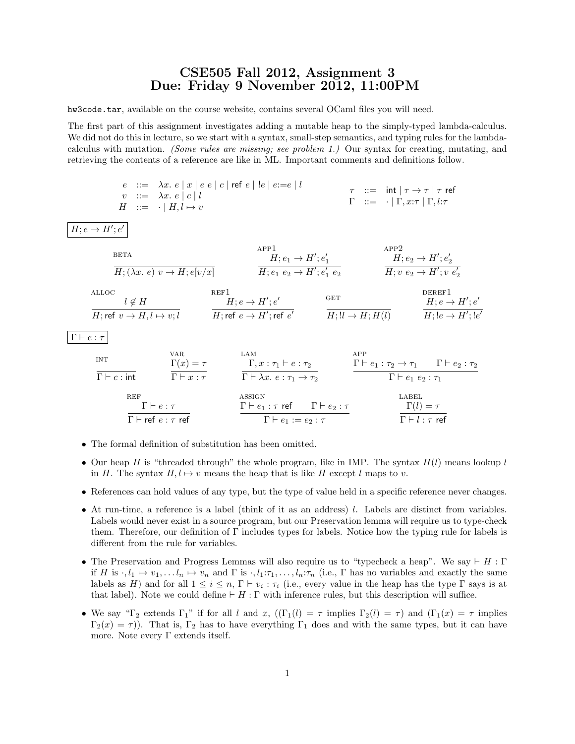# CSE505 Fall 2012, Assignment 3
# Due: Friday 9 November 2012, 11:00PM

hw3code.tar, available on the course website, contains several OCaml files you will need.

The first part of this assignment investigates adding a mutable heap to the simply-typed lambda-calculus. We did not do this in lecture, so we start with a syntax, small-step semantics, and typing rules for the lambda-calculus with mutation. *(Some rules are missing; see problem 1.)* Our syntax for creating, mutating, and retrieving the contents of a reference are like in ML. Important comments and definitions follow.

$$
\begin{array}{rcl}
e & ::= & \lambda x.\ e \mid x \mid e\ e \mid c \mid \mathsf{ref}\ e \mid !e \mid e := e \mid l \\
v & ::= & \lambda x.\ e \mid c \mid l \\
H & ::= & \cdot \mid H, l \mapsto v
\end{array}
\qquad
\begin{array}{rcl}
\tau & ::= & \mathsf{int} \mid \tau \rightarrow \tau \mid \tau\ \mathsf{ref} \\
\Gamma & ::= & \cdot \mid \Gamma, x{:}\tau \mid \Gamma, l{:}\tau
\end{array}
$$

$\boxed{H; e \rightarrow H'; e'}$

$$
\text{BETA}\ \frac{}{H; (\lambda x.\ e)\ v \rightarrow H; e[v/x]}
\qquad
\text{APP1}\ \frac{H; e_1 \rightarrow H'; e_1'}{H; e_1\ e_2 \rightarrow H'; e_1'\ e_2}
\qquad
\text{APP2}\ \frac{H; e_2 \rightarrow H'; e_2'}{H; v\ e_2 \rightarrow H'; v\ e_2'}
$$

$$
\text{ALLOC}\ \frac{l \notin H}{H; \mathsf{ref}\ v \rightarrow H, l \mapsto v; l}
\qquad
\text{REF1}\ \frac{H; e \rightarrow H'; e'}{H; \mathsf{ref}\ e \rightarrow H'; \mathsf{ref}\ e'}
\qquad
\text{GET}\ \frac{}{H; !l \rightarrow H; H(l)}
\qquad
\text{DEREF1}\ \frac{H; e \rightarrow H'; e'}{H; !e \rightarrow H'; !e'}
$$

$\boxed{\Gamma \vdash e : \tau}$

$$
\text{INT}\ \frac{}{\Gamma \vdash c : \mathsf{int}}
\qquad
\text{VAR}\ \frac{\Gamma(x) = \tau}{\Gamma \vdash x : \tau}
\qquad
\text{LAM}\ \frac{\Gamma, x : \tau_1 \vdash e : \tau_2}{\Gamma \vdash \lambda x.\ e : \tau_1 \rightarrow \tau_2}
\qquad
\text{APP}\ \frac{\Gamma \vdash e_1 : \tau_2 \rightarrow \tau_1 \qquad \Gamma \vdash e_2 : \tau_2}{\Gamma \vdash e_1\ e_2 : \tau_1}
$$

$$
\text{REF}\ \frac{\Gamma \vdash e : \tau}{\Gamma \vdash \mathsf{ref}\ e : \tau\ \mathsf{ref}}
\qquad
\text{ASSIGN}\ \frac{\Gamma \vdash e_1 : \tau\ \mathsf{ref} \qquad \Gamma \vdash e_2 : \tau}{\Gamma \vdash e_1 := e_2 : \tau}
\qquad
\text{LABEL}\ \frac{\Gamma(l) = \tau}{\Gamma \vdash l : \tau\ \mathsf{ref}}
$$

- The formal definition of substitution has been omitted.
- Our heap $H$ is "threaded through" the whole program, like in IMP. The syntax $H(l)$ means lookup $l$ in $H$. The syntax $H, l \mapsto v$ means the heap that is like $H$ except $l$ maps to $v$.
- References can hold values of any type, but the type of value held in a specific reference never changes.
- At run-time, a reference is a label (think of it as an address) $l$. Labels are distinct from variables. Labels would never exist in a source program, but our Preservation lemma will require us to type-check them. Therefore, our definition of $\Gamma$ includes types for labels. Notice how the typing rule for labels is different from the rule for variables.
- The Preservation and Progress Lemmas will also require us to "typecheck a heap". We say $\vdash H : \Gamma$ if $H$ is $\cdot, l_1 \mapsto v_1, \ldots l_n \mapsto v_n$ and $\Gamma$ is $\cdot, l_1{:}\tau_1, \ldots, l_n{:}\tau_n$ (i.e., $\Gamma$ has no variables and exactly the same labels as $H$) and for all $1 \leq i \leq n$, $\Gamma \vdash v_i : \tau_i$ (i.e., every value in the heap has the type $\Gamma$ says is at that label). Note we could define $\vdash H : \Gamma$ with inference rules, but this description will suffice.
- We say "$\Gamma_2$ extends $\Gamma_1$" if for all $l$ and $x$, $((\Gamma_1(l) = \tau$ implies $\Gamma_2(l) = \tau)$ and $(\Gamma_1(x) = \tau$ implies $\Gamma_2(x) = \tau))$. That is, $\Gamma_2$ has to have everything $\Gamma_1$ does and with the same types, but it can have more. Note every $\Gamma$ extends itself.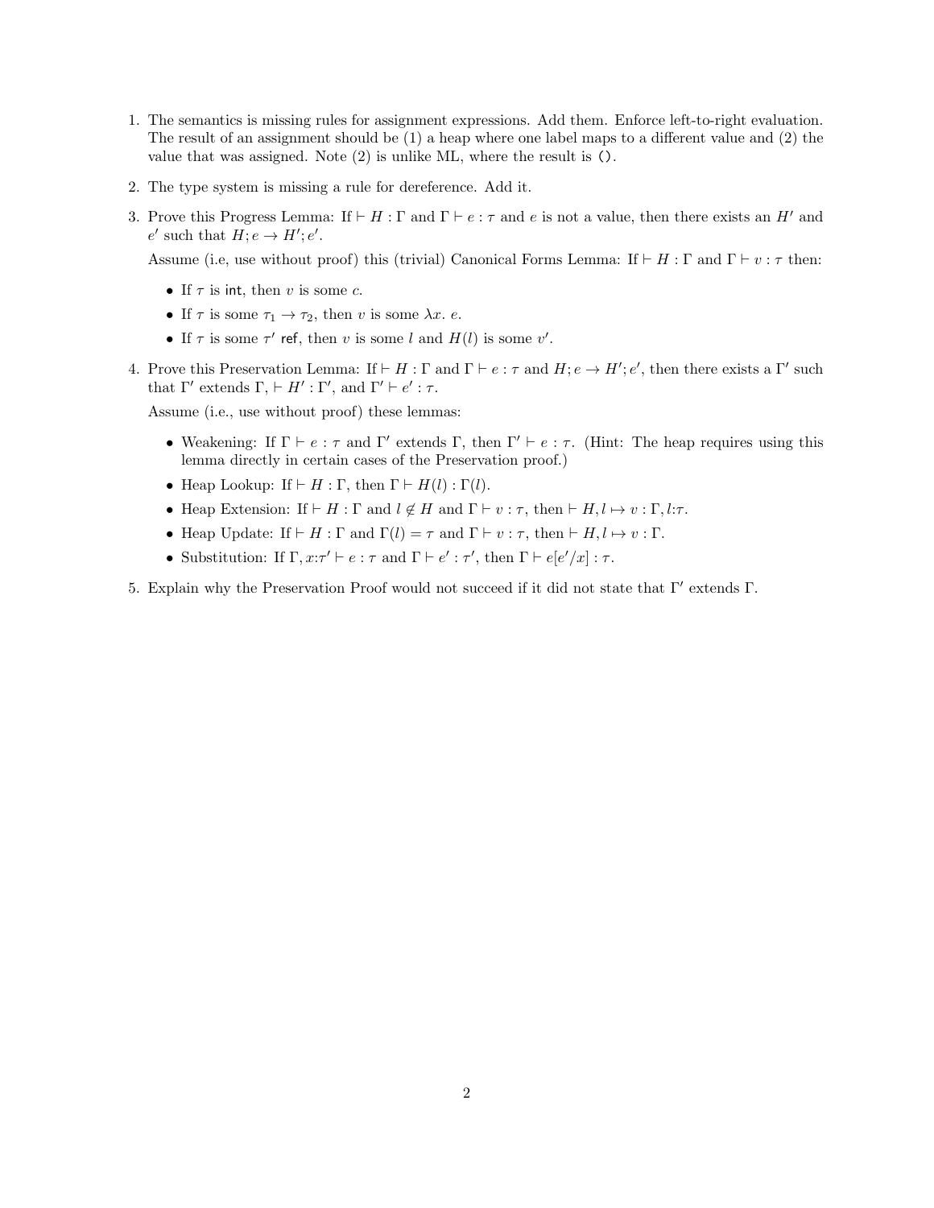1. The semantics is missing rules for assignment expressions. Add them. Enforce left-to-right evaluation. The result of an assignment should be (1) a heap where one label maps to a different value and (2) the value that was assigned. Note (2) is unlike ML, where the result is `()`.

2. The type system is missing a rule for dereference. Add it.

3. Prove this Progress Lemma: If $\vdash H : \Gamma$ and $\Gamma \vdash e : \tau$ and $e$ is not a value, then there exists an $H'$ and $e'$ such that $H; e \rightarrow H'; e'$.

   Assume (i.e, use without proof) this (trivial) Canonical Forms Lemma: If $\vdash H : \Gamma$ and $\Gamma \vdash v : \tau$ then:

   - If $\tau$ is $\mathsf{int}$, then $v$ is some $c$.
   - If $\tau$ is some $\tau_1 \rightarrow \tau_2$, then $v$ is some $\lambda x.\ e$.
   - If $\tau$ is some $\tau'$ $\mathsf{ref}$, then $v$ is some $l$ and $H(l)$ is some $v'$.

4. Prove this Preservation Lemma: If $\vdash H : \Gamma$ and $\Gamma \vdash e : \tau$ and $H; e \rightarrow H'; e'$, then there exists a $\Gamma'$ such that $\Gamma'$ extends $\Gamma$, $\vdash H' : \Gamma'$, and $\Gamma' \vdash e' : \tau$.

   Assume (i.e., use without proof) these lemmas:

   - Weakening: If $\Gamma \vdash e : \tau$ and $\Gamma'$ extends $\Gamma$, then $\Gamma' \vdash e : \tau$. (Hint: The heap requires using this lemma directly in certain cases of the Preservation proof.)
   - Heap Lookup: If $\vdash H : \Gamma$, then $\Gamma \vdash H(l) : \Gamma(l)$.
   - Heap Extension: If $\vdash H : \Gamma$ and $l \notin H$ and $\Gamma \vdash v : \tau$, then $\vdash H, l \mapsto v : \Gamma, l{:}\tau$.
   - Heap Update: If $\vdash H : \Gamma$ and $\Gamma(l) = \tau$ and $\Gamma \vdash v : \tau$, then $\vdash H, l \mapsto v : \Gamma$.
   - Substitution: If $\Gamma, x{:}\tau' \vdash e : \tau$ and $\Gamma \vdash e' : \tau'$, then $\Gamma \vdash e[e'/x] : \tau$.

5. Explain why the Preservation Proof would not succeed if it did not state that $\Gamma'$ extends $\Gamma$.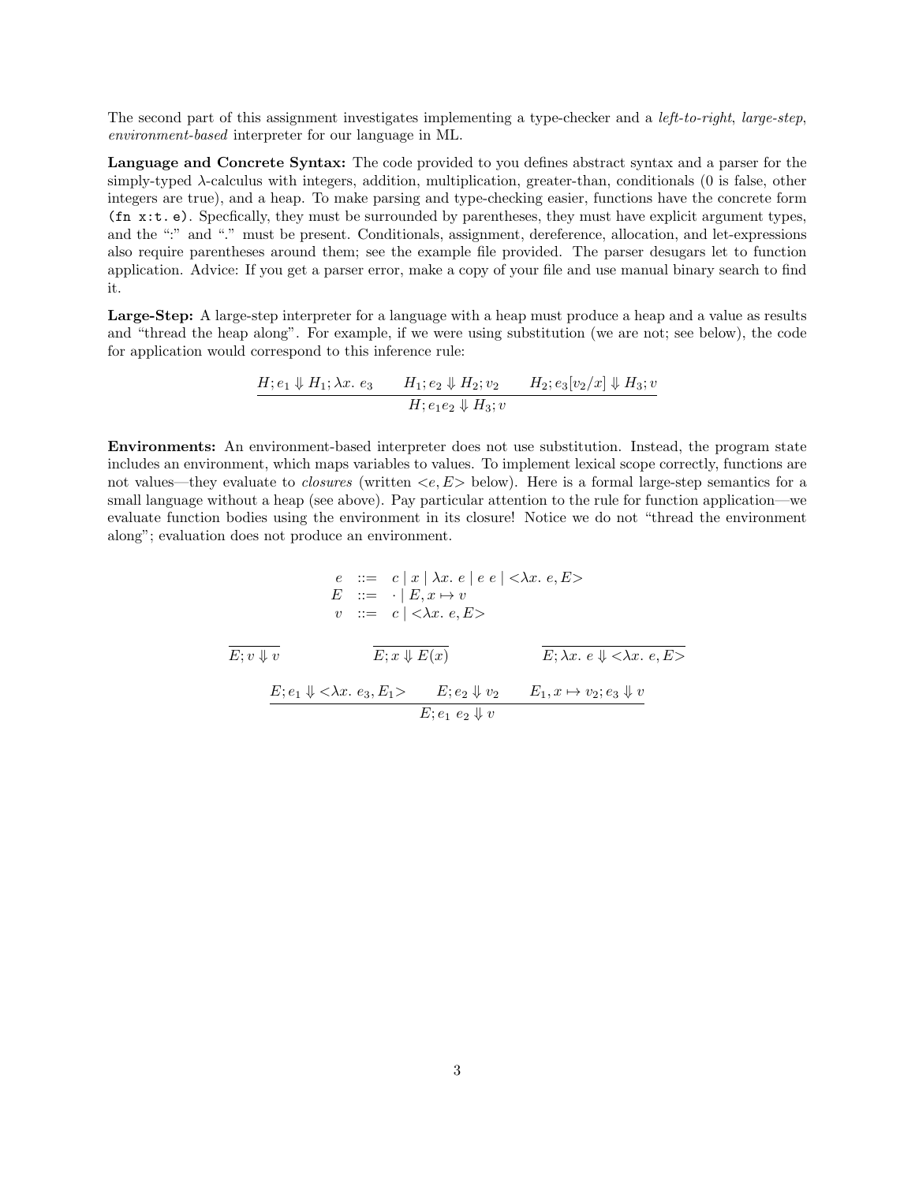The second part of this assignment investigates implementing a type-checker and a *left-to-right*, *large-step*, *environment-based* interpreter for our language in ML.

**Language and Concrete Syntax:** The code provided to you defines abstract syntax and a parser for the simply-typed $\lambda$-calculus with integers, addition, multiplication, greater-than, conditionals (0 is false, other integers are true), and a heap. To make parsing and type-checking easier, functions have the concrete form `(fn x:t. e)`. Specfically, they must be surrounded by parentheses, they must have explicit argument types, and the ":" and "." must be present. Conditionals, assignment, dereference, allocation, and let-expressions also require parentheses around them; see the example file provided. The parser desugars let to function application. Advice: If you get a parser error, make a copy of your file and use manual binary search to find it.

**Large-Step:** A large-step interpreter for a language with a heap must produce a heap and a value as results and "thread the heap along". For example, if we were using substitution (we are not; see below), the code for application would correspond to this inference rule:

$$\frac{H; e_1 \Downarrow H_1; \lambda x.\ e_3 \qquad H_1; e_2 \Downarrow H_2; v_2 \qquad H_2; e_3[v_2/x] \Downarrow H_3; v}{H; e_1 e_2 \Downarrow H_3; v}$$

**Environments:** An environment-based interpreter does not use substitution. Instead, the program state includes an environment, which maps variables to values. To implement lexical scope correctly, functions are not values—they evaluate to *closures* (written $<e, E>$ below). Here is a formal large-step semantics for a small language without a heap (see above). Pay particular attention to the rule for function application—we evaluate function bodies using the environment in its closure! Notice we do not "thread the environment along"; evaluation does not produce an environment.

$$\begin{array}{rcl} e & ::= & c \mid x \mid \lambda x.\ e \mid e\ e \mid <\lambda x.\ e, E> \\ E & ::= & \cdot \mid E, x \mapsto v \\ v & ::= & c \mid <\lambda x.\ e, E> \end{array}$$

$$\frac{}{E; v \Downarrow v} \qquad \frac{}{E; x \Downarrow E(x)} \qquad \frac{}{E; \lambda x.\ e \Downarrow <\lambda x.\ e, E>}$$

$$\frac{E; e_1 \Downarrow <\lambda x.\ e_3, E_1> \qquad E; e_2 \Downarrow v_2 \qquad E_1, x \mapsto v_2; e_3 \Downarrow v}{E; e_1\ e_2 \Downarrow v}$$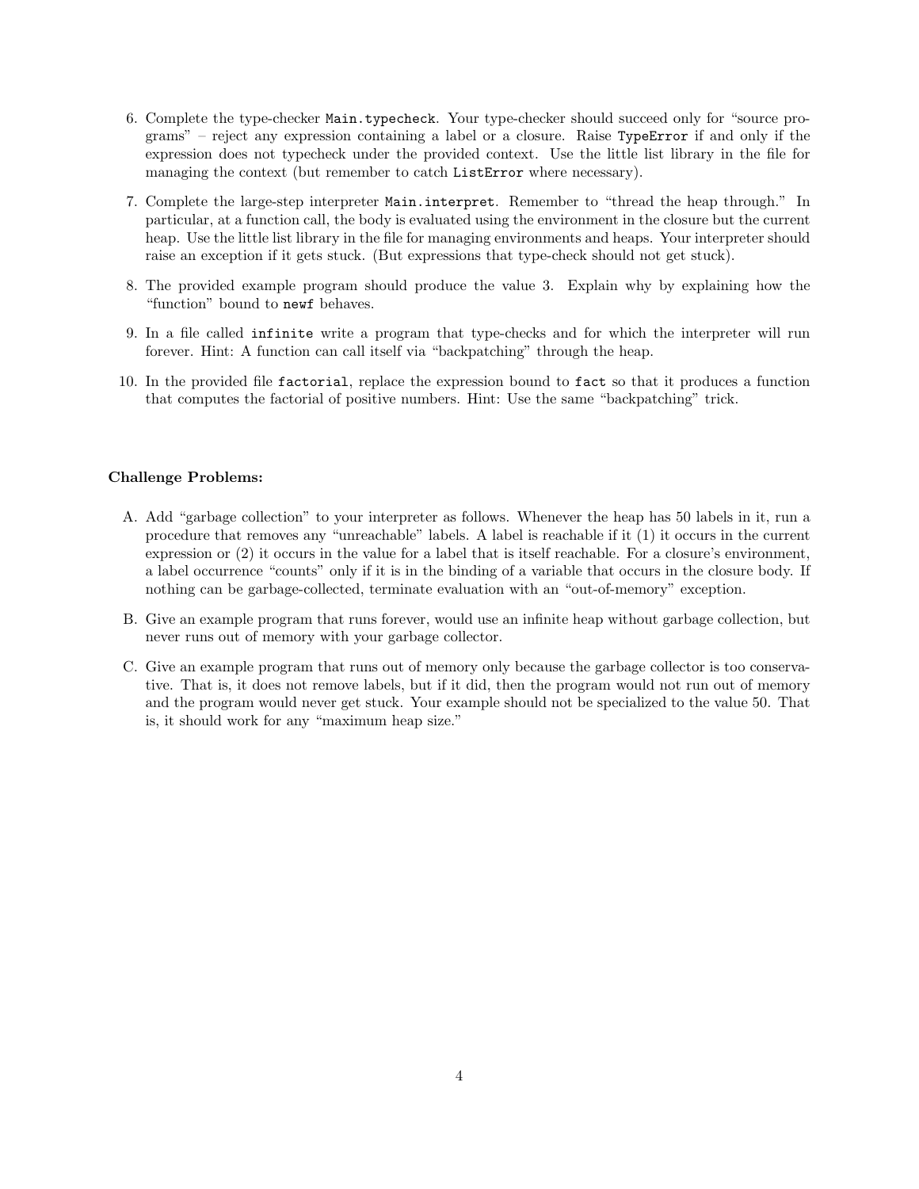6. Complete the type-checker `Main.typecheck`. Your type-checker should succeed only for "source programs" – reject any expression containing a label or a closure. Raise `TypeError` if and only if the expression does not typecheck under the provided context. Use the little list library in the file for managing the context (but remember to catch `ListError` where necessary).

7. Complete the large-step interpreter `Main.interpret`. Remember to "thread the heap through." In particular, at a function call, the body is evaluated using the environment in the closure but the current heap. Use the little list library in the file for managing environments and heaps. Your interpreter should raise an exception if it gets stuck. (But expressions that type-check should not get stuck).

8. The provided example program should produce the value 3. Explain why by explaining how the "function" bound to `newf` behaves.

9. In a file called `infinite` write a program that type-checks and for which the interpreter will run forever. Hint: A function can call itself via "backpatching" through the heap.

10. In the provided file `factorial`, replace the expression bound to `fact` so that it produces a function that computes the factorial of positive numbers. Hint: Use the same "backpatching" trick.

**Challenge Problems:**

A. Add "garbage collection" to your interpreter as follows. Whenever the heap has 50 labels in it, run a procedure that removes any "unreachable" labels. A label is reachable if it (1) it occurs in the current expression or (2) it occurs in the value for a label that is itself reachable. For a closure's environment, a label occurrence "counts" only if it is in the binding of a variable that occurs in the closure body. If nothing can be garbage-collected, terminate evaluation with an "out-of-memory" exception.

B. Give an example program that runs forever, would use an infinite heap without garbage collection, but never runs out of memory with your garbage collector.

C. Give an example program that runs out of memory only because the garbage collector is too conservative. That is, it does not remove labels, but if it did, then the program would not run out of memory and the program would never get stuck. Your example should not be specialized to the value 50. That is, it should work for any "maximum heap size."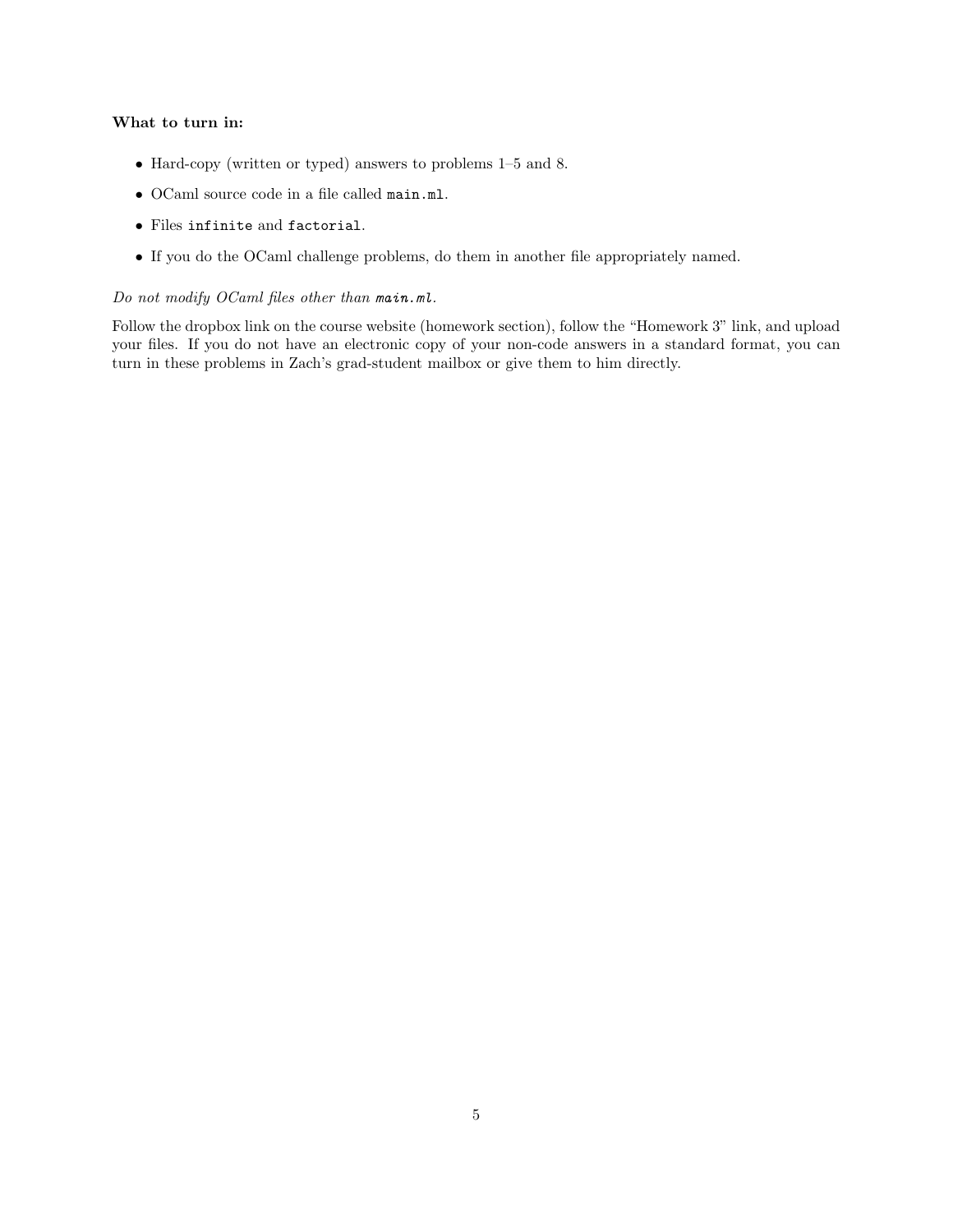**What to turn in:**

- Hard-copy (written or typed) answers to problems 1–5 and 8.
- OCaml source code in a file called `main.ml`.
- Files `infinite` and `factorial`.
- If you do the OCaml challenge problems, do them in another file appropriately named.

*Do not modify OCaml files other than* `main.ml`*.*

Follow the dropbox link on the course website (homework section), follow the "Homework 3" link, and upload your files. If you do not have an electronic copy of your non-code answers in a standard format, you can turn in these problems in Zach's grad-student mailbox or give them to him directly.